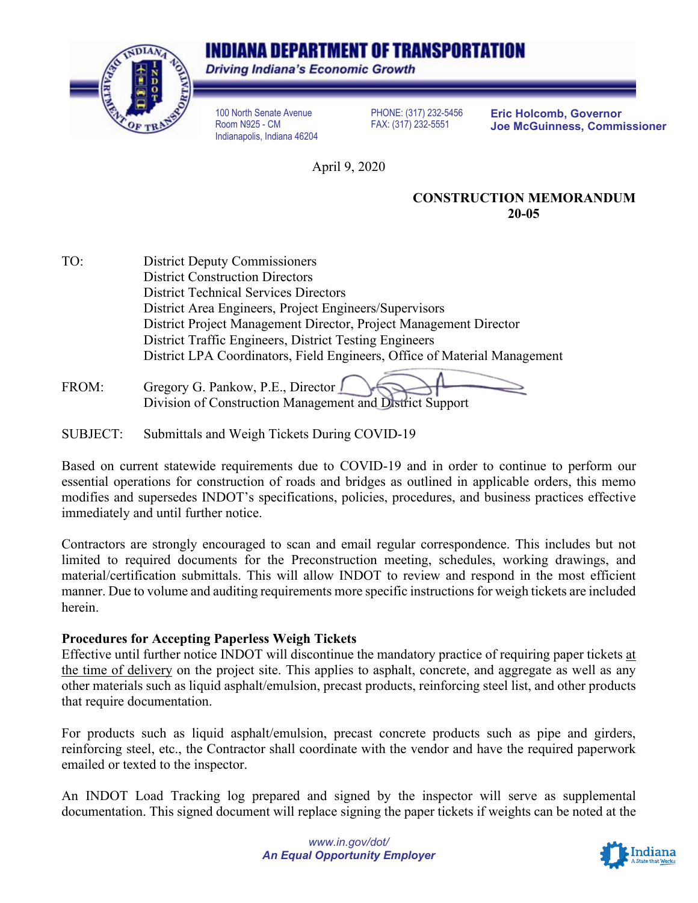# INDIANA DEPARTMENT OF TRANSPORTATION

*Driving Indiana's Economic Growth*

100 North Senate Avenue
Room N925 - CM
Indianapolis, Indiana 46204

PHONE: (317) 232-5456
FAX: (317) 232-5551

**Eric Holcomb, Governor**
**Joe McGuinness, Commissioner**

April 9, 2020

**CONSTRUCTION MEMORANDUM 20-05**

TO: District Deputy Commissioners
District Construction Directors
District Technical Services Directors
District Area Engineers, Project Engineers/Supervisors
District Project Management Director, Project Management Director
District Traffic Engineers, District Testing Engineers
District LPA Coordinators, Field Engineers, Office of Material Management

FROM: Gregory G. Pankow, P.E., Director
Division of Construction Management and District Support

SUBJECT: Submittals and Weigh Tickets During COVID-19

Based on current statewide requirements due to COVID-19 and in order to continue to perform our essential operations for construction of roads and bridges as outlined in applicable orders, this memo modifies and supersedes INDOT's specifications, policies, procedures, and business practices effective immediately and until further notice.

Contractors are strongly encouraged to scan and email regular correspondence. This includes but not limited to required documents for the Preconstruction meeting, schedules, working drawings, and material/certification submittals. This will allow INDOT to review and respond in the most efficient manner. Due to volume and auditing requirements more specific instructions for weigh tickets are included herein.

**Procedures for Accepting Paperless Weigh Tickets**

Effective until further notice INDOT will discontinue the mandatory practice of requiring paper tickets at the time of delivery on the project site. This applies to asphalt, concrete, and aggregate as well as any other materials such as liquid asphalt/emulsion, precast products, reinforcing steel list, and other products that require documentation.

For products such as liquid asphalt/emulsion, precast concrete products such as pipe and girders, reinforcing steel, etc., the Contractor shall coordinate with the vendor and have the required paperwork emailed or texted to the inspector.

An INDOT Load Tracking log prepared and signed by the inspector will serve as supplemental documentation. This signed document will replace signing the paper tickets if weights can be noted at the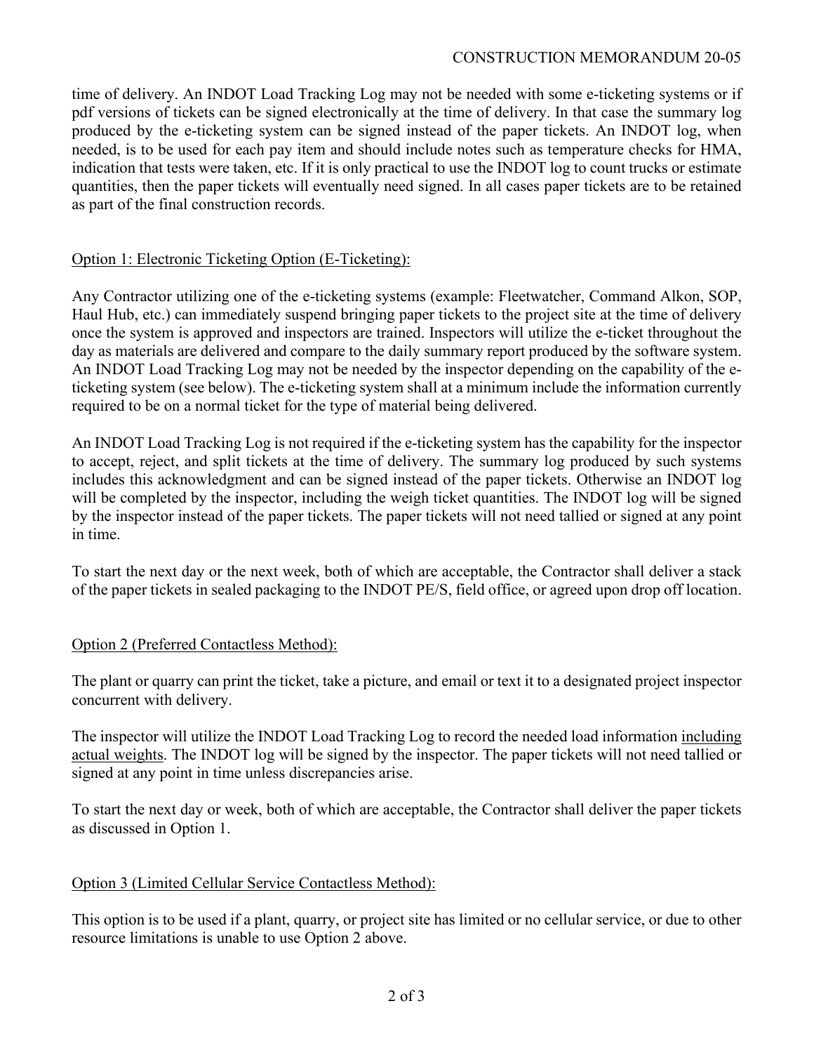time of delivery. An INDOT Load Tracking Log may not be needed with some e-ticketing systems or if pdf versions of tickets can be signed electronically at the time of delivery. In that case the summary log produced by the e-ticketing system can be signed instead of the paper tickets. An INDOT log, when needed, is to be used for each pay item and should include notes such as temperature checks for HMA, indication that tests were taken, etc. If it is only practical to use the INDOT log to count trucks or estimate quantities, then the paper tickets will eventually need signed. In all cases paper tickets are to be retained as part of the final construction records.

<u>Option 1: Electronic Ticketing Option (E-Ticketing):</u>

Any Contractor utilizing one of the e-ticketing systems (example: Fleetwatcher, Command Alkon, SOP, Haul Hub, etc.) can immediately suspend bringing paper tickets to the project site at the time of delivery once the system is approved and inspectors are trained. Inspectors will utilize the e-ticket throughout the day as materials are delivered and compare to the daily summary report produced by the software system. An INDOT Load Tracking Log may not be needed by the inspector depending on the capability of the e-ticketing system (see below). The e-ticketing system shall at a minimum include the information currently required to be on a normal ticket for the type of material being delivered.

An INDOT Load Tracking Log is not required if the e-ticketing system has the capability for the inspector to accept, reject, and split tickets at the time of delivery. The summary log produced by such systems includes this acknowledgment and can be signed instead of the paper tickets. Otherwise an INDOT log will be completed by the inspector, including the weigh ticket quantities. The INDOT log will be signed by the inspector instead of the paper tickets. The paper tickets will not need tallied or signed at any point in time.

To start the next day or the next week, both of which are acceptable, the Contractor shall deliver a stack of the paper tickets in sealed packaging to the INDOT PE/S, field office, or agreed upon drop off location.

<u>Option 2 (Preferred Contactless Method):</u>

The plant or quarry can print the ticket, take a picture, and email or text it to a designated project inspector concurrent with delivery.

The inspector will utilize the INDOT Load Tracking Log to record the needed load information <u>including actual weights</u>. The INDOT log will be signed by the inspector. The paper tickets will not need tallied or signed at any point in time unless discrepancies arise.

To start the next day or week, both of which are acceptable, the Contractor shall deliver the paper tickets as discussed in Option 1.

<u>Option 3 (Limited Cellular Service Contactless Method):</u>

This option is to be used if a plant, quarry, or project site has limited or no cellular service, or due to other resource limitations is unable to use Option 2 above.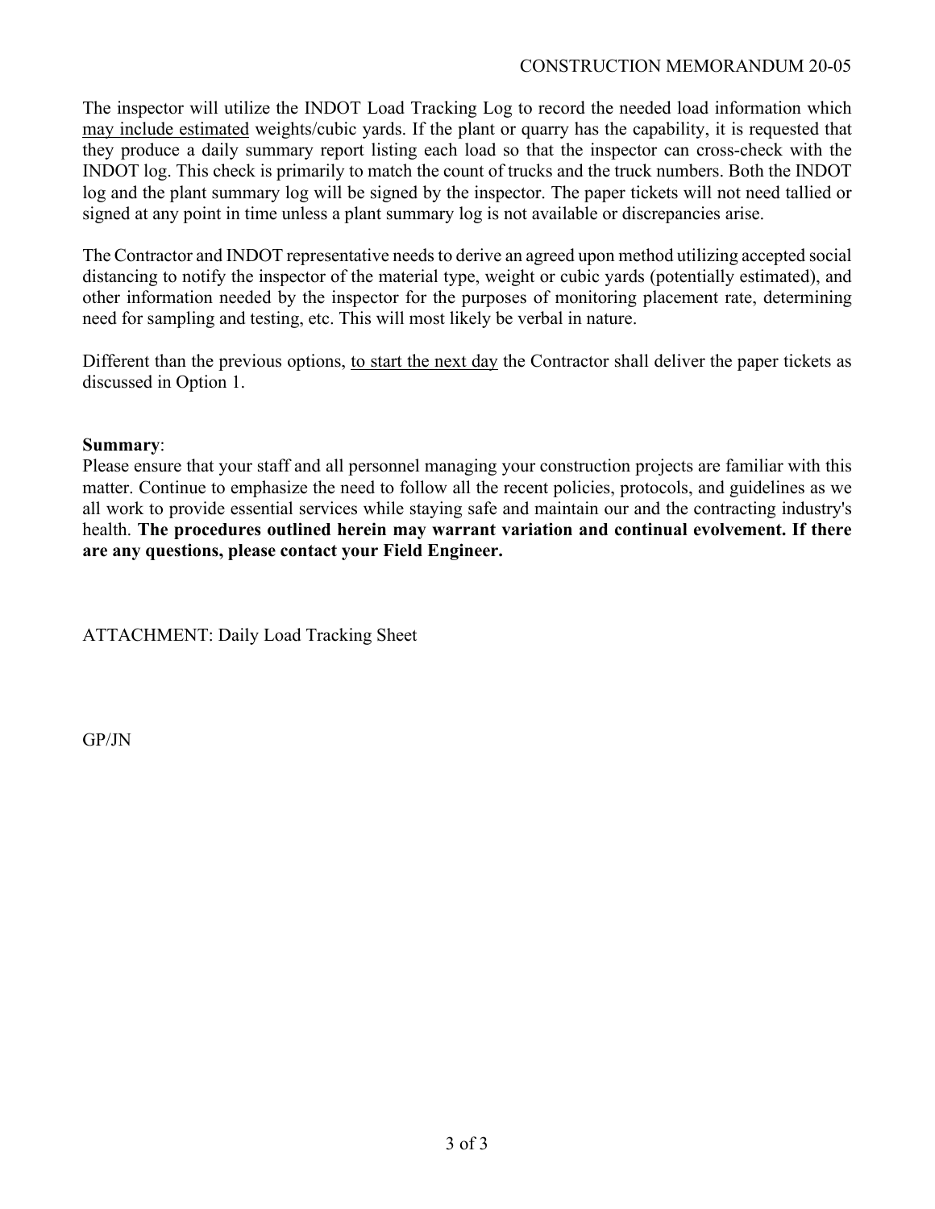The inspector will utilize the INDOT Load Tracking Log to record the needed load information which <u>may include estimated</u> weights/cubic yards. If the plant or quarry has the capability, it is requested that they produce a daily summary report listing each load so that the inspector can cross-check with the INDOT log. This check is primarily to match the count of trucks and the truck numbers. Both the INDOT log and the plant summary log will be signed by the inspector. The paper tickets will not need tallied or signed at any point in time unless a plant summary log is not available or discrepancies arise.

The Contractor and INDOT representative needs to derive an agreed upon method utilizing accepted social distancing to notify the inspector of the material type, weight or cubic yards (potentially estimated), and other information needed by the inspector for the purposes of monitoring placement rate, determining need for sampling and testing, etc. This will most likely be verbal in nature.

Different than the previous options, <u>to start the next day</u> the Contractor shall deliver the paper tickets as discussed in Option 1.

**Summary**:
Please ensure that your staff and all personnel managing your construction projects are familiar with this matter. Continue to emphasize the need to follow all the recent policies, protocols, and guidelines as we all work to provide essential services while staying safe and maintain our and the contracting industry's health. **The procedures outlined herein may warrant variation and continual evolvement. If there are any questions, please contact your Field Engineer.**

ATTACHMENT: Daily Load Tracking Sheet

GP/JN